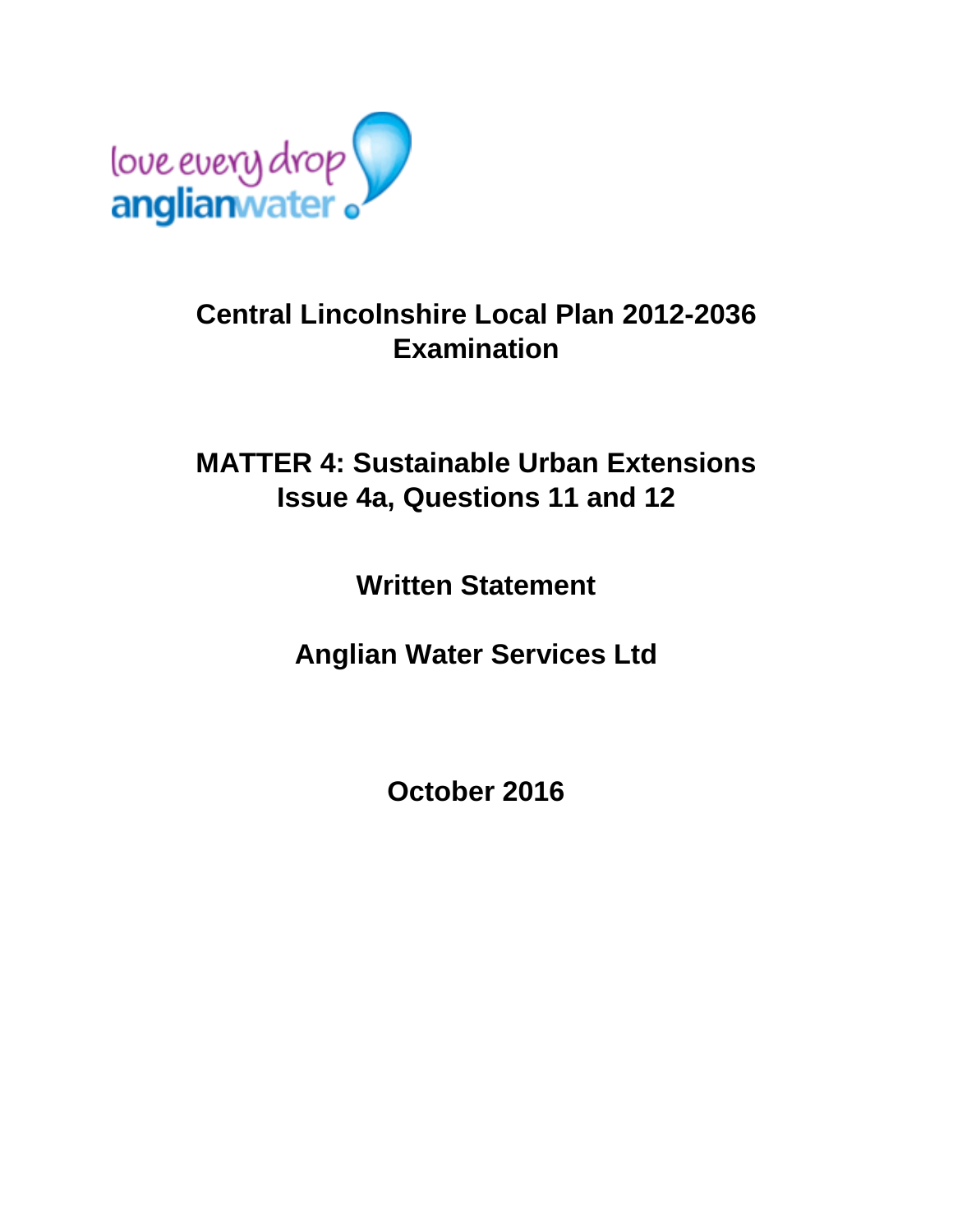love every drop
anglianwater

# Central Lincolnshire Local Plan 2012-2036 Examination

## MATTER 4: Sustainable Urban Extensions Issue 4a, Questions 11 and 12

## Written Statement

## Anglian Water Services Ltd

## October 2016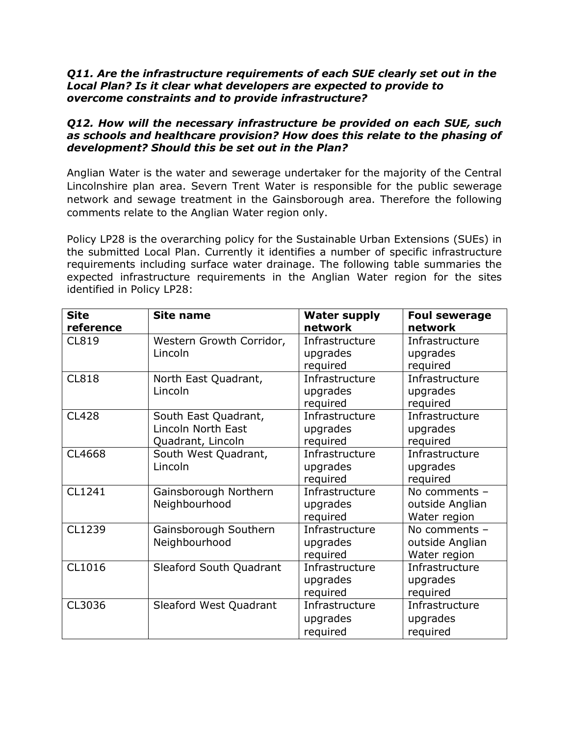***Q11. Are the infrastructure requirements of each SUE clearly set out in the Local Plan? Is it clear what developers are expected to provide to overcome constraints and to provide infrastructure?***

***Q12. How will the necessary infrastructure be provided on each SUE, such as schools and healthcare provision? How does this relate to the phasing of development? Should this be set out in the Plan?***

Anglian Water is the water and sewerage undertaker for the majority of the Central Lincolnshire plan area. Severn Trent Water is responsible for the public sewerage network and sewage treatment in the Gainsborough area. Therefore the following comments relate to the Anglian Water region only.

Policy LP28 is the overarching policy for the Sustainable Urban Extensions (SUEs) in the submitted Local Plan. Currently it identifies a number of specific infrastructure requirements including surface water drainage. The following table summaries the expected infrastructure requirements in the Anglian Water region for the sites identified in Policy LP28:

| Site reference | Site name | Water supply network | Foul sewerage network |
|---|---|---|---|
| CL819 | Western Growth Corridor, Lincoln | Infrastructure upgrades required | Infrastructure upgrades required |
| CL818 | North East Quadrant, Lincoln | Infrastructure upgrades required | Infrastructure upgrades required |
| CL428 | South East Quadrant, Lincoln North East Quadrant, Lincoln | Infrastructure upgrades required | Infrastructure upgrades required |
| CL4668 | South West Quadrant, Lincoln | Infrastructure upgrades required | Infrastructure upgrades required |
| CL1241 | Gainsborough Northern Neighbourhood | Infrastructure upgrades required | No comments – outside Anglian Water region |
| CL1239 | Gainsborough Southern Neighbourhood | Infrastructure upgrades required | No comments – outside Anglian Water region |
| CL1016 | Sleaford South Quadrant | Infrastructure upgrades required | Infrastructure upgrades required |
| CL3036 | Sleaford West Quadrant | Infrastructure upgrades required | Infrastructure upgrades required |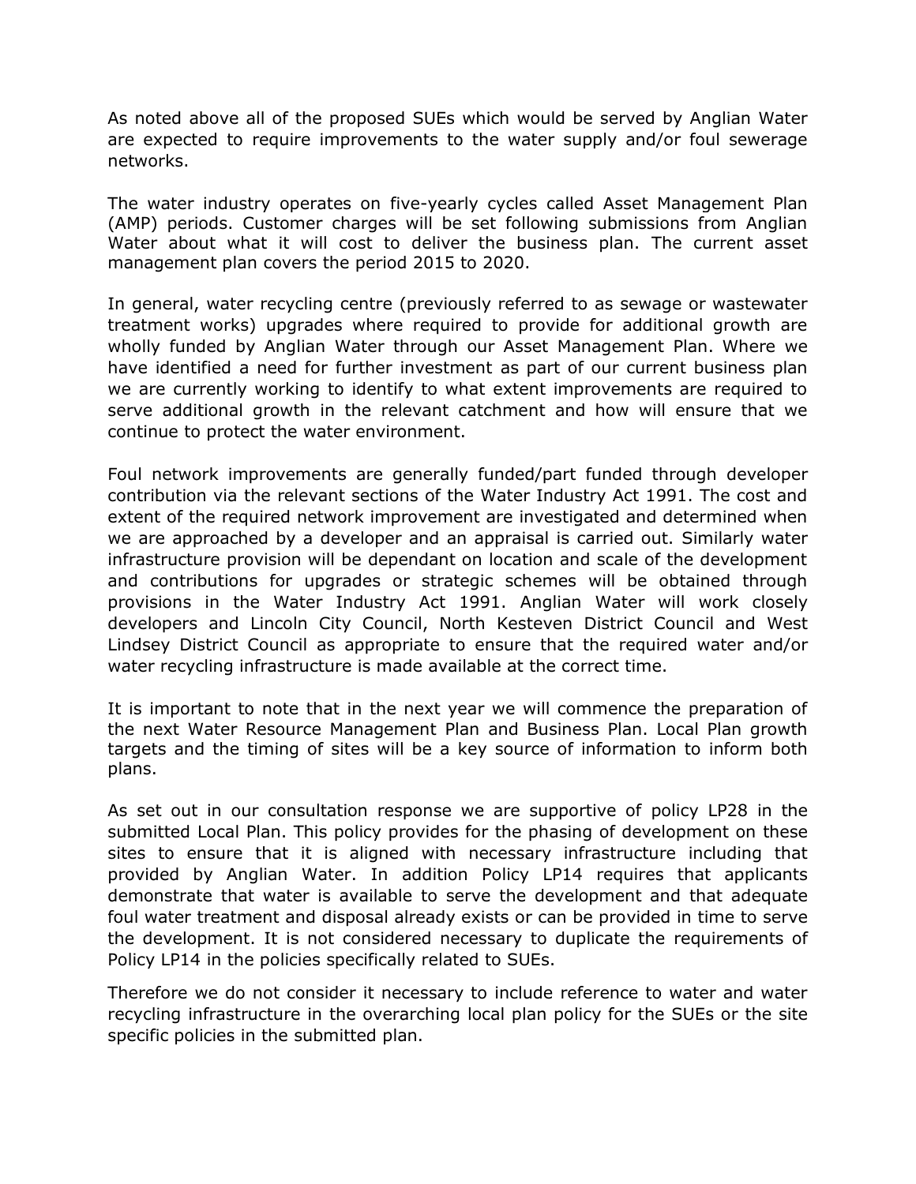As noted above all of the proposed SUEs which would be served by Anglian Water are expected to require improvements to the water supply and/or foul sewerage networks.

The water industry operates on five-yearly cycles called Asset Management Plan (AMP) periods. Customer charges will be set following submissions from Anglian Water about what it will cost to deliver the business plan. The current asset management plan covers the period 2015 to 2020.

In general, water recycling centre (previously referred to as sewage or wastewater treatment works) upgrades where required to provide for additional growth are wholly funded by Anglian Water through our Asset Management Plan. Where we have identified a need for further investment as part of our current business plan we are currently working to identify to what extent improvements are required to serve additional growth in the relevant catchment and how will ensure that we continue to protect the water environment.

Foul network improvements are generally funded/part funded through developer contribution via the relevant sections of the Water Industry Act 1991. The cost and extent of the required network improvement are investigated and determined when we are approached by a developer and an appraisal is carried out. Similarly water infrastructure provision will be dependant on location and scale of the development and contributions for upgrades or strategic schemes will be obtained through provisions in the Water Industry Act 1991. Anglian Water will work closely developers and Lincoln City Council, North Kesteven District Council and West Lindsey District Council as appropriate to ensure that the required water and/or water recycling infrastructure is made available at the correct time.

It is important to note that in the next year we will commence the preparation of the next Water Resource Management Plan and Business Plan. Local Plan growth targets and the timing of sites will be a key source of information to inform both plans.

As set out in our consultation response we are supportive of policy LP28 in the submitted Local Plan. This policy provides for the phasing of development on these sites to ensure that it is aligned with necessary infrastructure including that provided by Anglian Water. In addition Policy LP14 requires that applicants demonstrate that water is available to serve the development and that adequate foul water treatment and disposal already exists or can be provided in time to serve the development. It is not considered necessary to duplicate the requirements of Policy LP14 in the policies specifically related to SUEs.

Therefore we do not consider it necessary to include reference to water and water recycling infrastructure in the overarching local plan policy for the SUEs or the site specific policies in the submitted plan.